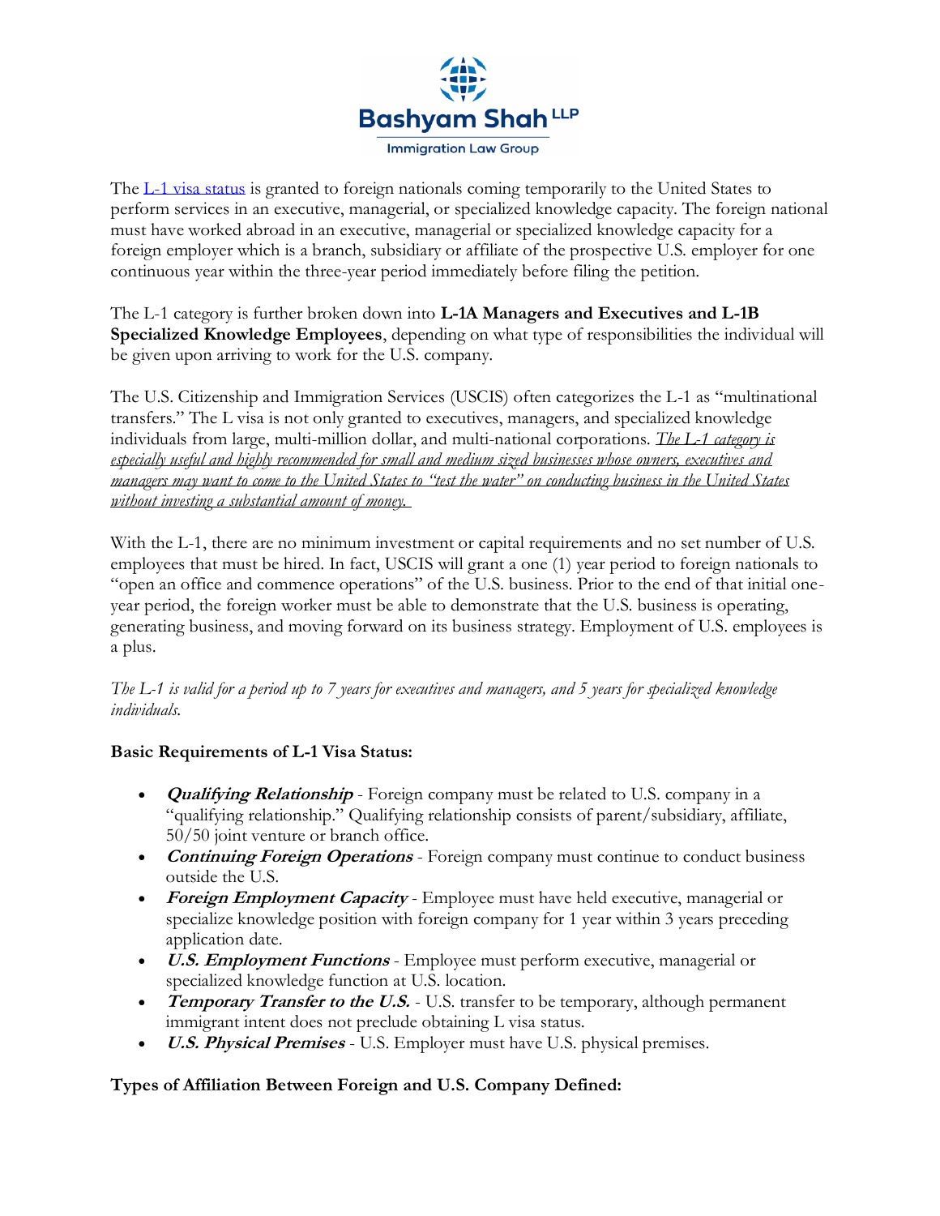Bashyam Shah LLP
Immigration Law Group

The [L-1 visa status] is granted to foreign nationals coming temporarily to the United States to perform services in an executive, managerial, or specialized knowledge capacity. The foreign national must have worked abroad in an executive, managerial or specialized knowledge capacity for a foreign employer which is a branch, subsidiary or affiliate of the prospective U.S. employer for one continuous year within the three-year period immediately before filing the petition.

The L-1 category is further broken down into **L-1A Managers and Executives and L-1B Specialized Knowledge Employees**, depending on what type of responsibilities the individual will be given upon arriving to work for the U.S. company.

The U.S. Citizenship and Immigration Services (USCIS) often categorizes the L-1 as "multinational transfers." The L visa is not only granted to executives, managers, and specialized knowledge individuals from large, multi-million dollar, and multi-national corporations. *The L-1 category is especially useful and highly recommended for small and medium sized businesses whose owners, executives and managers may want to come to the United States to "test the water" on conducting business in the United States without investing a substantial amount of money.*

With the L-1, there are no minimum investment or capital requirements and no set number of U.S. employees that must be hired. In fact, USCIS will grant a one (1) year period to foreign nationals to "open an office and commence operations" of the U.S. business. Prior to the end of that initial one-year period, the foreign worker must be able to demonstrate that the U.S. business is operating, generating business, and moving forward on its business strategy. Employment of U.S. employees is a plus.

*The L-1 is valid for a period up to 7 years for executives and managers, and 5 years for specialized knowledge individuals.*

**Basic Requirements of L-1 Visa Status:**

- ***Qualifying Relationship*** - Foreign company must be related to U.S. company in a "qualifying relationship." Qualifying relationship consists of parent/subsidiary, affiliate, 50/50 joint venture or branch office.
- ***Continuing Foreign Operations*** - Foreign company must continue to conduct business outside the U.S.
- ***Foreign Employment Capacity*** - Employee must have held executive, managerial or specialize knowledge position with foreign company for 1 year within 3 years preceding application date.
- ***U.S. Employment Functions*** - Employee must perform executive, managerial or specialized knowledge function at U.S. location.
- ***Temporary Transfer to the U.S.*** - U.S. transfer to be temporary, although permanent immigrant intent does not preclude obtaining L visa status.
- ***U.S. Physical Premises*** - U.S. Employer must have U.S. physical premises.

**Types of Affiliation Between Foreign and U.S. Company Defined:**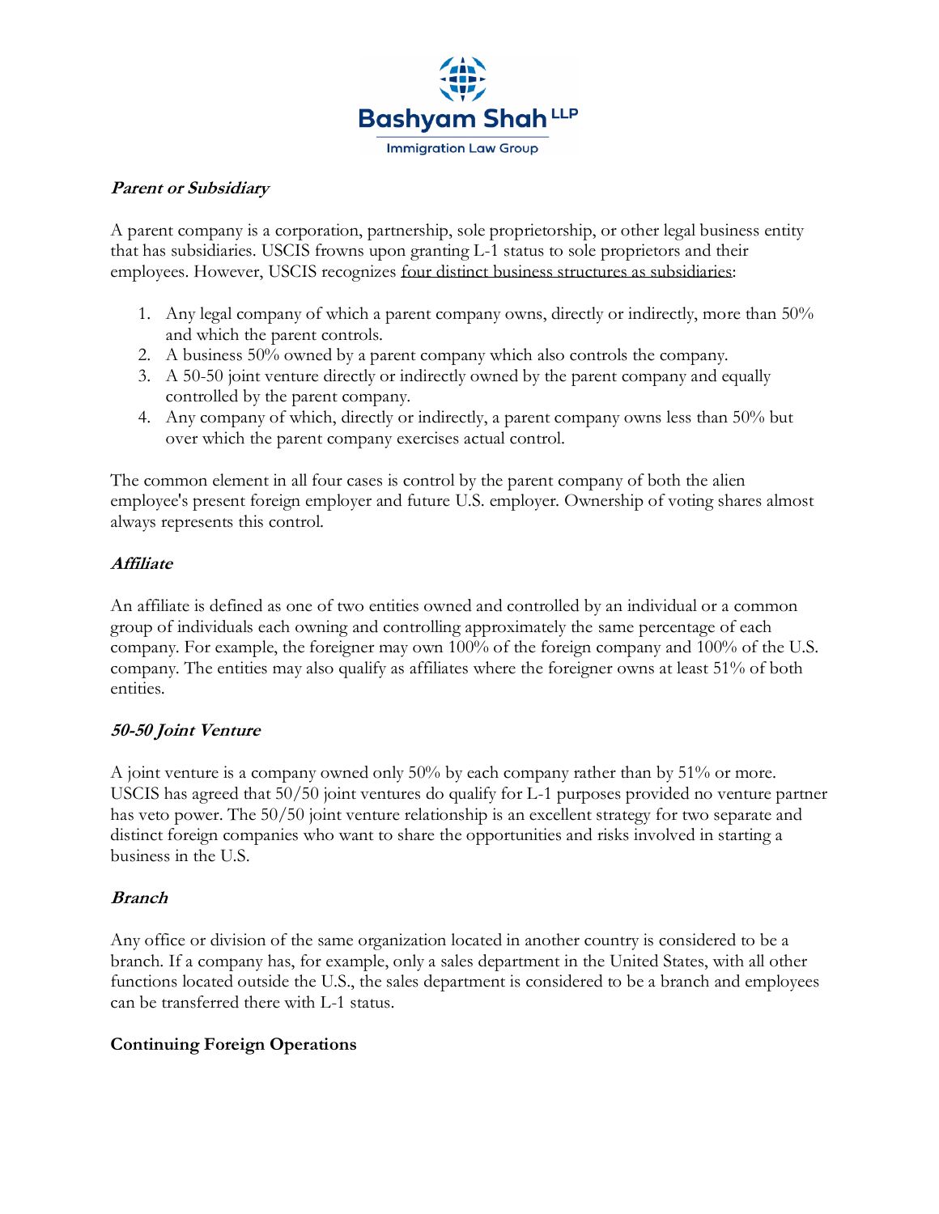***Parent or Subsidiary***

A parent company is a corporation, partnership, sole proprietorship, or other legal business entity that has subsidiaries. USCIS frowns upon granting L-1 status to sole proprietors and their employees. However, USCIS recognizes four distinct business structures as subsidiaries:

1. Any legal company of which a parent company owns, directly or indirectly, more than 50% and which the parent controls.
2. A business 50% owned by a parent company which also controls the company.
3. A 50-50 joint venture directly or indirectly owned by the parent company and equally controlled by the parent company.
4. Any company of which, directly or indirectly, a parent company owns less than 50% but over which the parent company exercises actual control.

The common element in all four cases is control by the parent company of both the alien employee's present foreign employer and future U.S. employer. Ownership of voting shares almost always represents this control.

***Affiliate***

An affiliate is defined as one of two entities owned and controlled by an individual or a common group of individuals each owning and controlling approximately the same percentage of each company. For example, the foreigner may own 100% of the foreign company and 100% of the U.S. company. The entities may also qualify as affiliates where the foreigner owns at least 51% of both entities.

***50-50 Joint Venture***

A joint venture is a company owned only 50% by each company rather than by 51% or more. USCIS has agreed that 50/50 joint ventures do qualify for L-1 purposes provided no venture partner has veto power. The 50/50 joint venture relationship is an excellent strategy for two separate and distinct foreign companies who want to share the opportunities and risks involved in starting a business in the U.S.

***Branch***

Any office or division of the same organization located in another country is considered to be a branch. If a company has, for example, only a sales department in the United States, with all other functions located outside the U.S., the sales department is considered to be a branch and employees can be transferred there with L-1 status.

**Continuing Foreign Operations**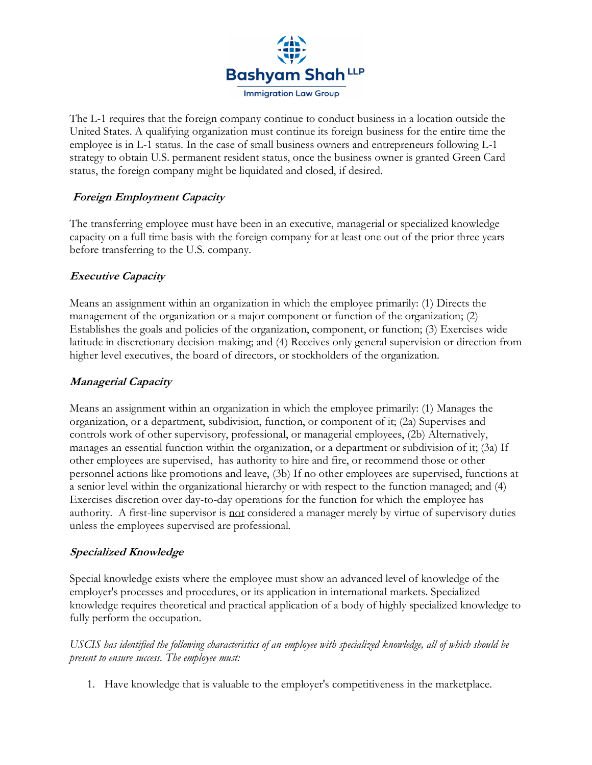The L-1 requires that the foreign company continue to conduct business in a location outside the United States. A qualifying organization must continue its foreign business for the entire time the employee is in L-1 status. In the case of small business owners and entrepreneurs following L-1 strategy to obtain U.S. permanent resident status, once the business owner is granted Green Card status, the foreign company might be liquidated and closed, if desired.

### *Foreign Employment Capacity*

The transferring employee must have been in an executive, managerial or specialized knowledge capacity on a full time basis with the foreign company for at least one out of the prior three years before transferring to the U.S. company.

### *Executive Capacity*

Means an assignment within an organization in which the employee primarily: (1) Directs the management of the organization or a major component or function of the organization; (2) Establishes the goals and policies of the organization, component, or function; (3) Exercises wide latitude in discretionary decision-making; and (4) Receives only general supervision or direction from higher level executives, the board of directors, or stockholders of the organization.

### *Managerial Capacity*

Means an assignment within an organization in which the employee primarily: (1) Manages the organization, or a department, subdivision, function, or component of it; (2a) Supervises and controls work of other supervisory, professional, or managerial employees, (2b) Alternatively, manages an essential function within the organization, or a department or subdivision of it; (3a) If other employees are supervised, has authority to hire and fire, or recommend those or other personnel actions like promotions and leave, (3b) If no other employees are supervised, functions at a senior level within the organizational hierarchy or with respect to the function managed; and (4) Exercises discretion over day-to-day operations for the function for which the employee has authority. A first-line supervisor is <u>not</u> considered a manager merely by virtue of supervisory duties unless the employees supervised are professional.

### *Specialized Knowledge*

Special knowledge exists where the employee must show an advanced level of knowledge of the employer's processes and procedures, or its application in international markets. Specialized knowledge requires theoretical and practical application of a body of highly specialized knowledge to fully perform the occupation.

*USCIS has identified the following characteristics of an employee with specialized knowledge, all of which should be present to ensure success. The employee must:*

1. Have knowledge that is valuable to the employer's competitiveness in the marketplace.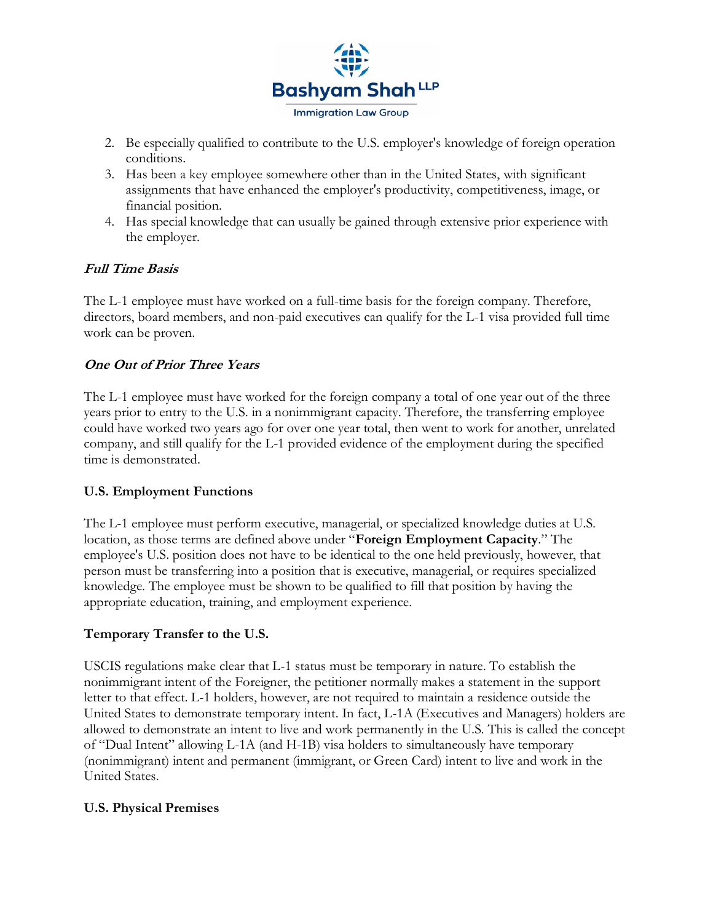2. Be especially qualified to contribute to the U.S. employer's knowledge of foreign operation conditions.
3. Has been a key employee somewhere other than in the United States, with significant assignments that have enhanced the employer's productivity, competitiveness, image, or financial position.
4. Has special knowledge that can usually be gained through extensive prior experience with the employer.

### *Full Time Basis*

The L-1 employee must have worked on a full-time basis for the foreign company. Therefore, directors, board members, and non-paid executives can qualify for the L-1 visa provided full time work can be proven.

### *One Out of Prior Three Years*

The L-1 employee must have worked for the foreign company a total of one year out of the three years prior to entry to the U.S. in a nonimmigrant capacity. Therefore, the transferring employee could have worked two years ago for over one year total, then went to work for another, unrelated company, and still qualify for the L-1 provided evidence of the employment during the specified time is demonstrated.

### U.S. Employment Functions

The L-1 employee must perform executive, managerial, or specialized knowledge duties at U.S. location, as those terms are defined above under "**Foreign Employment Capacity**." The employee's U.S. position does not have to be identical to the one held previously, however, that person must be transferring into a position that is executive, managerial, or requires specialized knowledge. The employee must be shown to be qualified to fill that position by having the appropriate education, training, and employment experience.

### Temporary Transfer to the U.S.

USCIS regulations make clear that L-1 status must be temporary in nature. To establish the nonimmigrant intent of the Foreigner, the petitioner normally makes a statement in the support letter to that effect. L-1 holders, however, are not required to maintain a residence outside the United States to demonstrate temporary intent. In fact, L-1A (Executives and Managers) holders are allowed to demonstrate an intent to live and work permanently in the U.S. This is called the concept of "Dual Intent" allowing L-1A (and H-1B) visa holders to simultaneously have temporary (nonimmigrant) intent and permanent (immigrant, or Green Card) intent to live and work in the United States.

### U.S. Physical Premises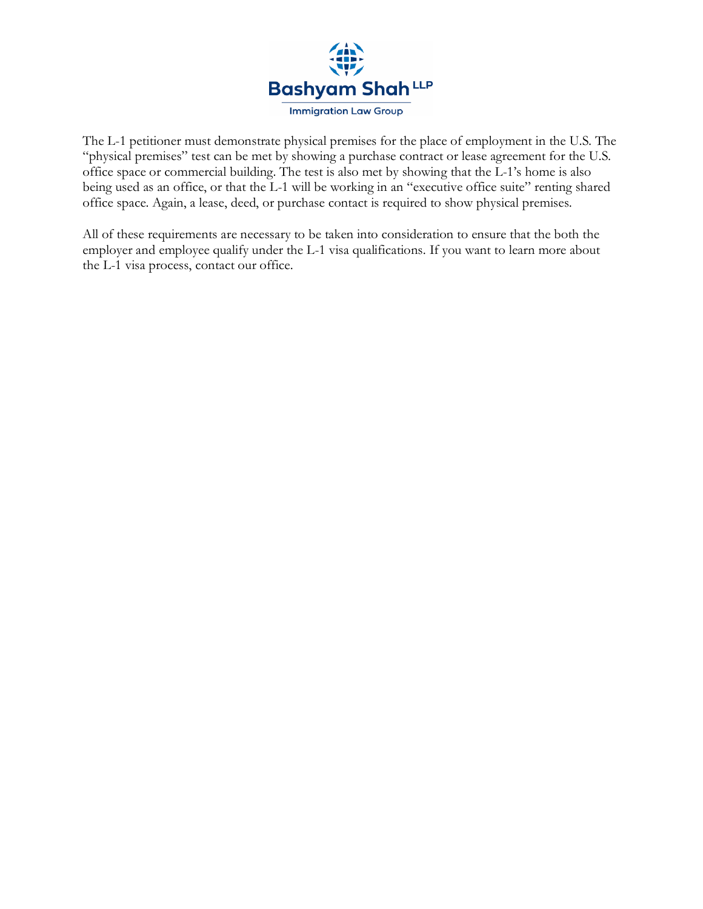The L-1 petitioner must demonstrate physical premises for the place of employment in the U.S. The "physical premises" test can be met by showing a purchase contract or lease agreement for the U.S. office space or commercial building. The test is also met by showing that the L-1's home is also being used as an office, or that the L-1 will be working in an "executive office suite" renting shared office space. Again, a lease, deed, or purchase contact is required to show physical premises.

All of these requirements are necessary to be taken into consideration to ensure that the both the employer and employee qualify under the L-1 visa qualifications. If you want to learn more about the L-1 visa process, contact our office.